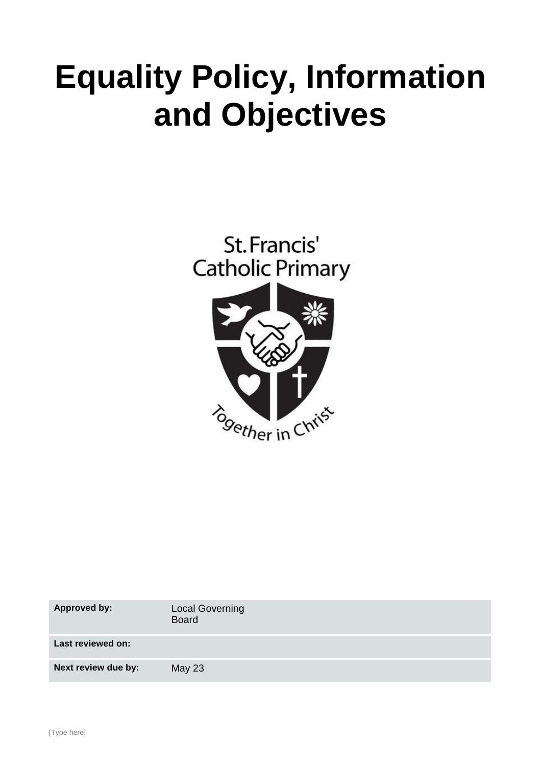# Equality Policy, Information and Objectives

St. Francis' Catholic Primary

Together in Christ

| Approved by: | Local Governing Board |
|---|---|
| Last reviewed on: | |
| Next review due by: | May 23 |

[Type here]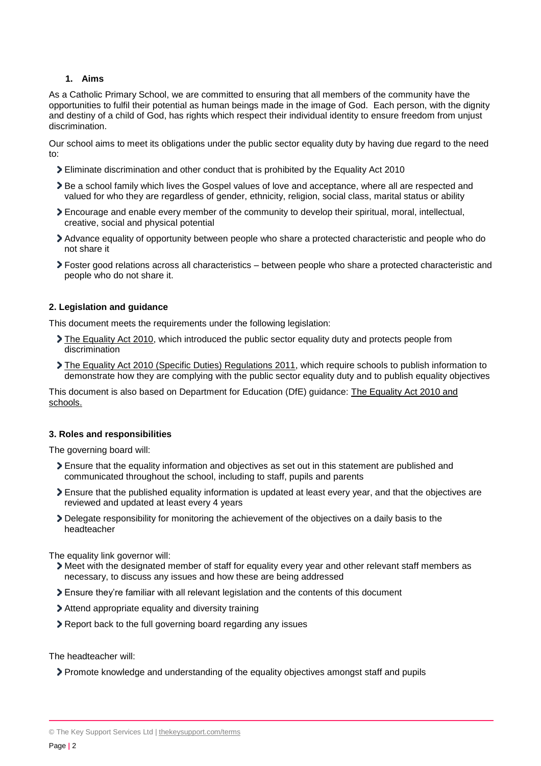## 1. Aims

As a Catholic Primary School, we are committed to ensuring that all members of the community have the opportunities to fulfil their potential as human beings made in the image of God. Each person, with the dignity and destiny of a child of God, has rights which respect their individual identity to ensure freedom from unjust discrimination.

Our school aims to meet its obligations under the public sector equality duty by having due regard to the need to:

- Eliminate discrimination and other conduct that is prohibited by the Equality Act 2010
- Be a school family which lives the Gospel values of love and acceptance, where all are respected and valued for who they are regardless of gender, ethnicity, religion, social class, marital status or ability
- Encourage and enable every member of the community to develop their spiritual, moral, intellectual, creative, social and physical potential
- Advance equality of opportunity between people who share a protected characteristic and people who do not share it
- Foster good relations across all characteristics – between people who share a protected characteristic and people who do not share it.

## 2. Legislation and guidance

This document meets the requirements under the following legislation:

- The Equality Act 2010, which introduced the public sector equality duty and protects people from discrimination
- The Equality Act 2010 (Specific Duties) Regulations 2011, which require schools to publish information to demonstrate how they are complying with the public sector equality duty and to publish equality objectives

This document is also based on Department for Education (DfE) guidance: The Equality Act 2010 and schools.

## 3. Roles and responsibilities

The governing board will:

- Ensure that the equality information and objectives as set out in this statement are published and communicated throughout the school, including to staff, pupils and parents
- Ensure that the published equality information is updated at least every year, and that the objectives are reviewed and updated at least every 4 years
- Delegate responsibility for monitoring the achievement of the objectives on a daily basis to the headteacher

The equality link governor will:

- Meet with the designated member of staff for equality every year and other relevant staff members as necessary, to discuss any issues and how these are being addressed
- Ensure they're familiar with all relevant legislation and the contents of this document
- Attend appropriate equality and diversity training
- Report back to the full governing board regarding any issues

The headteacher will:

- Promote knowledge and understanding of the equality objectives amongst staff and pupils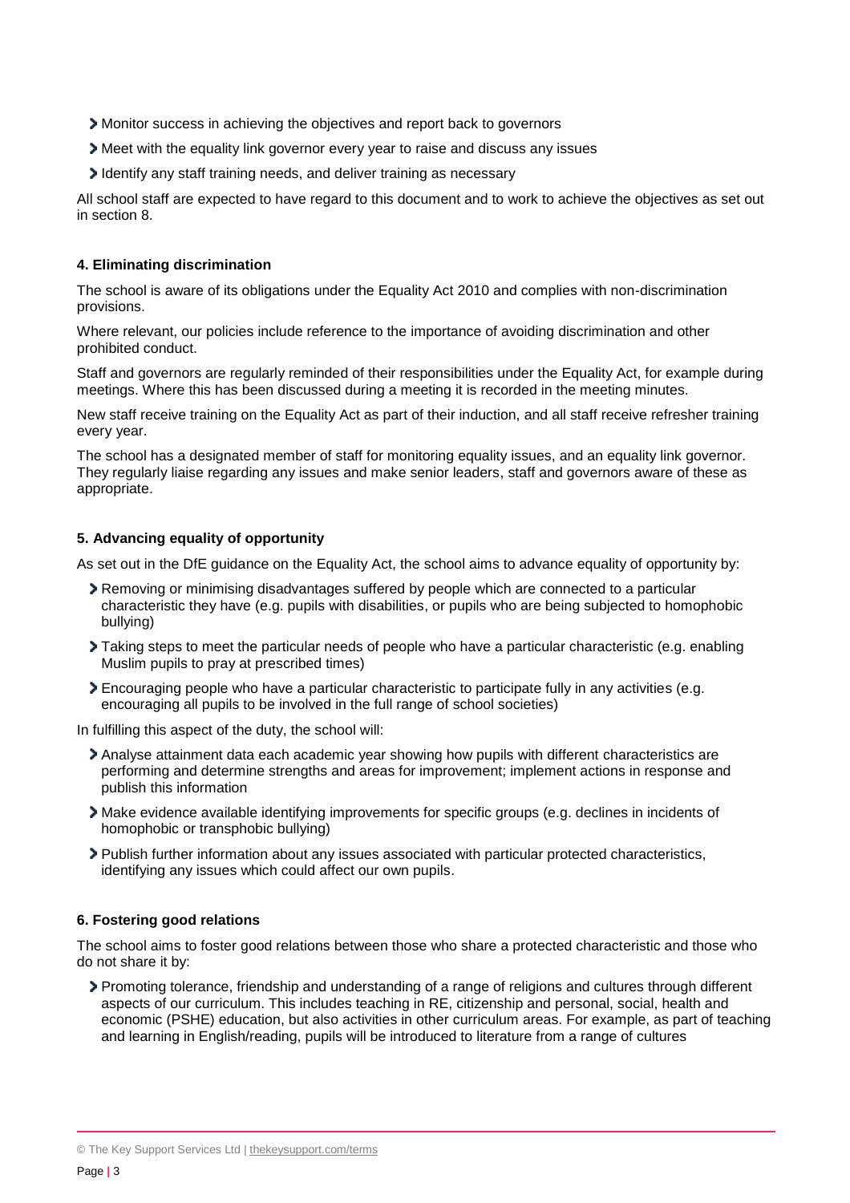- Monitor success in achieving the objectives and report back to governors
- Meet with the equality link governor every year to raise and discuss any issues
- Identify any staff training needs, and deliver training as necessary

All school staff are expected to have regard to this document and to work to achieve the objectives as set out in section 8.

**4. Eliminating discrimination**

The school is aware of its obligations under the Equality Act 2010 and complies with non-discrimination provisions.

Where relevant, our policies include reference to the importance of avoiding discrimination and other prohibited conduct.

Staff and governors are regularly reminded of their responsibilities under the Equality Act, for example during meetings. Where this has been discussed during a meeting it is recorded in the meeting minutes.

New staff receive training on the Equality Act as part of their induction, and all staff receive refresher training every year.

The school has a designated member of staff for monitoring equality issues, and an equality link governor. They regularly liaise regarding any issues and make senior leaders, staff and governors aware of these as appropriate.

**5. Advancing equality of opportunity**

As set out in the DfE guidance on the Equality Act, the school aims to advance equality of opportunity by:

- Removing or minimising disadvantages suffered by people which are connected to a particular characteristic they have (e.g. pupils with disabilities, or pupils who are being subjected to homophobic bullying)
- Taking steps to meet the particular needs of people who have a particular characteristic (e.g. enabling Muslim pupils to pray at prescribed times)
- Encouraging people who have a particular characteristic to participate fully in any activities (e.g. encouraging all pupils to be involved in the full range of school societies)

In fulfilling this aspect of the duty, the school will:

- Analyse attainment data each academic year showing how pupils with different characteristics are performing and determine strengths and areas for improvement; implement actions in response and publish this information
- Make evidence available identifying improvements for specific groups (e.g. declines in incidents of homophobic or transphobic bullying)
- Publish further information about any issues associated with particular protected characteristics, identifying any issues which could affect our own pupils.

**6. Fostering good relations**

The school aims to foster good relations between those who share a protected characteristic and those who do not share it by:

- Promoting tolerance, friendship and understanding of a range of religions and cultures through different aspects of our curriculum. This includes teaching in RE, citizenship and personal, social, health and economic (PSHE) education, but also activities in other curriculum areas. For example, as part of teaching and learning in English/reading, pupils will be introduced to literature from a range of cultures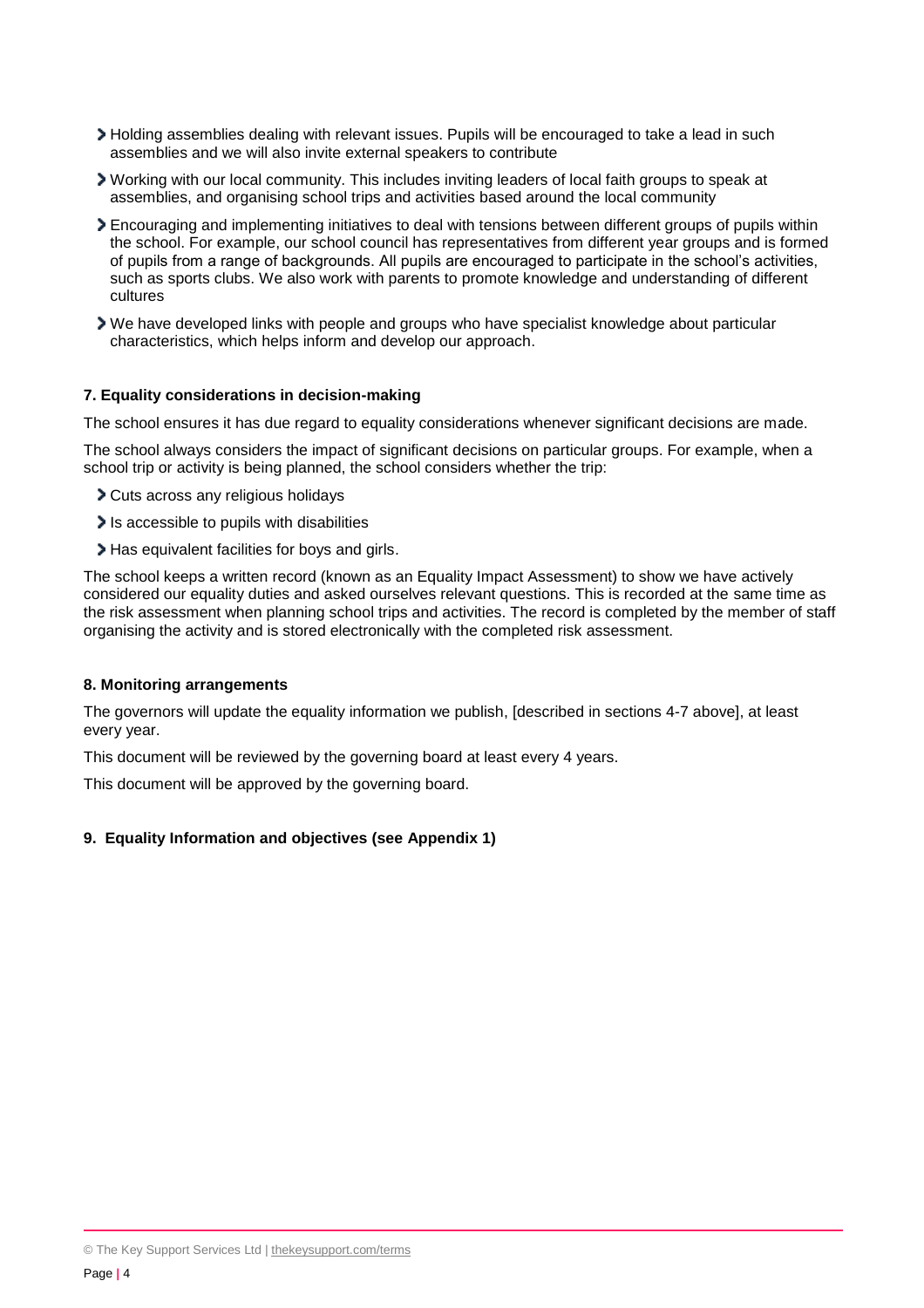- Holding assemblies dealing with relevant issues. Pupils will be encouraged to take a lead in such assemblies and we will also invite external speakers to contribute
- Working with our local community. This includes inviting leaders of local faith groups to speak at assemblies, and organising school trips and activities based around the local community
- Encouraging and implementing initiatives to deal with tensions between different groups of pupils within the school. For example, our school council has representatives from different year groups and is formed of pupils from a range of backgrounds. All pupils are encouraged to participate in the school's activities, such as sports clubs. We also work with parents to promote knowledge and understanding of different cultures
- We have developed links with people and groups who have specialist knowledge about particular characteristics, which helps inform and develop our approach.

**7. Equality considerations in decision-making**

The school ensures it has due regard to equality considerations whenever significant decisions are made.

The school always considers the impact of significant decisions on particular groups. For example, when a school trip or activity is being planned, the school considers whether the trip:

- Cuts across any religious holidays
- Is accessible to pupils with disabilities
- Has equivalent facilities for boys and girls.

The school keeps a written record (known as an Equality Impact Assessment) to show we have actively considered our equality duties and asked ourselves relevant questions. This is recorded at the same time as the risk assessment when planning school trips and activities. The record is completed by the member of staff organising the activity and is stored electronically with the completed risk assessment.

**8. Monitoring arrangements**

The governors will update the equality information we publish, [described in sections 4-7 above], at least every year.

This document will be reviewed by the governing board at least every 4 years.

This document will be approved by the governing board.

**9. Equality Information and objectives (see Appendix 1)**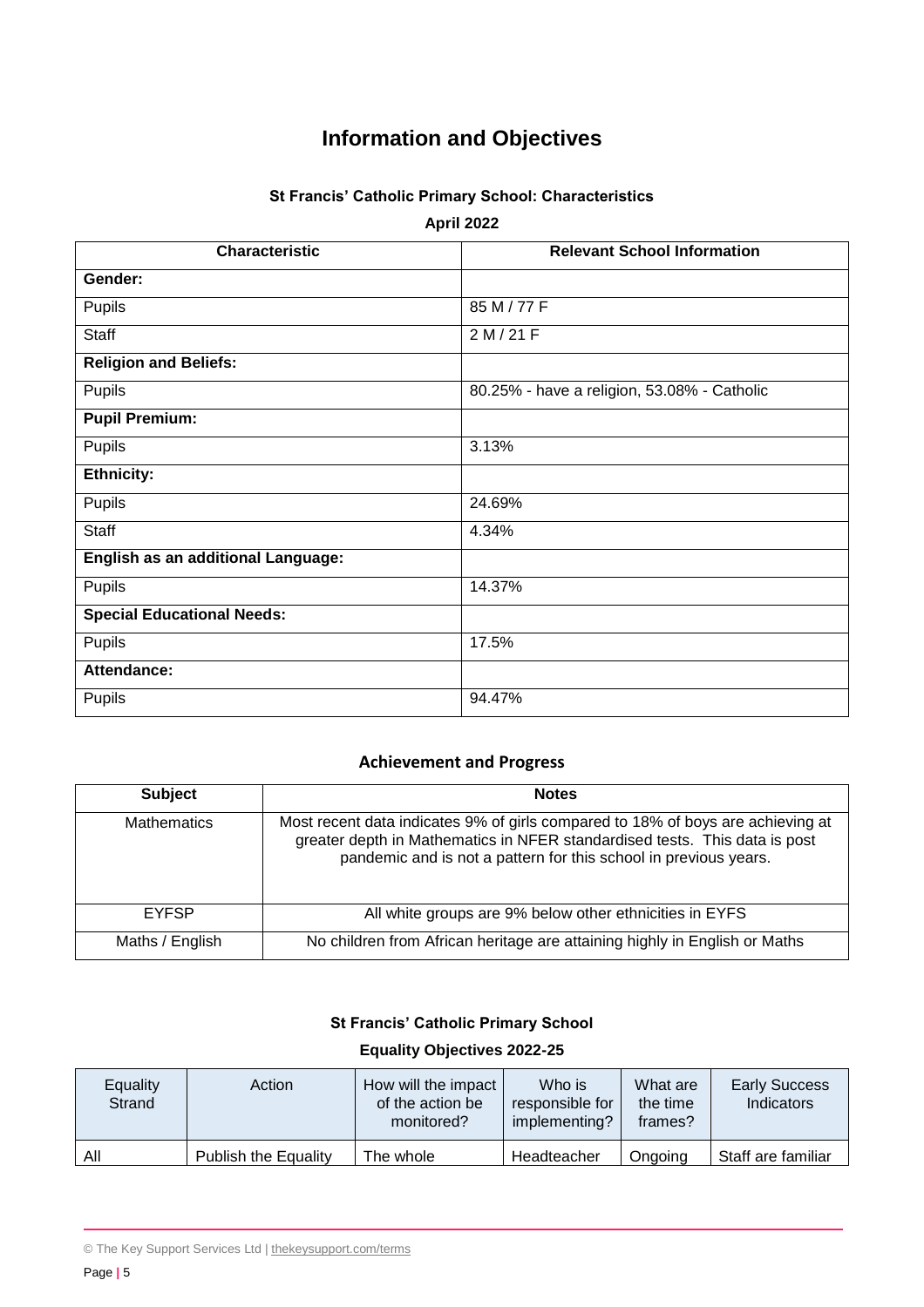# Information and Objectives

### St Francis' Catholic Primary School: Characteristics

**April 2022**

| Characteristic | Relevant School Information |
|---|---|
| **Gender:** | |
| Pupils | 85 M / 77 F |
| Staff | 2 M / 21 F |
| **Religion and Beliefs:** | |
| Pupils | 80.25% - have a religion, 53.08% - Catholic |
| **Pupil Premium:** | |
| Pupils | 3.13% |
| **Ethnicity:** | |
| Pupils | 24.69% |
| Staff | 4.34% |
| **English as an additional Language:** | |
| Pupils | 14.37% |
| **Special Educational Needs:** | |
| Pupils | 17.5% |
| **Attendance:** | |
| Pupils | 94.47% |

### Achievement and Progress

| Subject | Notes |
|---|---|
| Mathematics | Most recent data indicates 9% of girls compared to 18% of boys are achieving at greater depth in Mathematics in NFER standardised tests. This data is post pandemic and is not a pattern for this school in previous years. |
| EYFSP | All white groups are 9% below other ethnicities in EYFS |
| Maths / English | No children from African heritage are attaining highly in English or Maths |

### St Francis' Catholic Primary School

**Equality Objectives 2022-25**

| Equality Strand | Action | How will the impact of the action be monitored? | Who is responsible for implementing? | What are the time frames? | Early Success Indicators |
|---|---|---|---|---|---|
| All | Publish the Equality | The whole | Headteacher | Ongoing | Staff are familiar |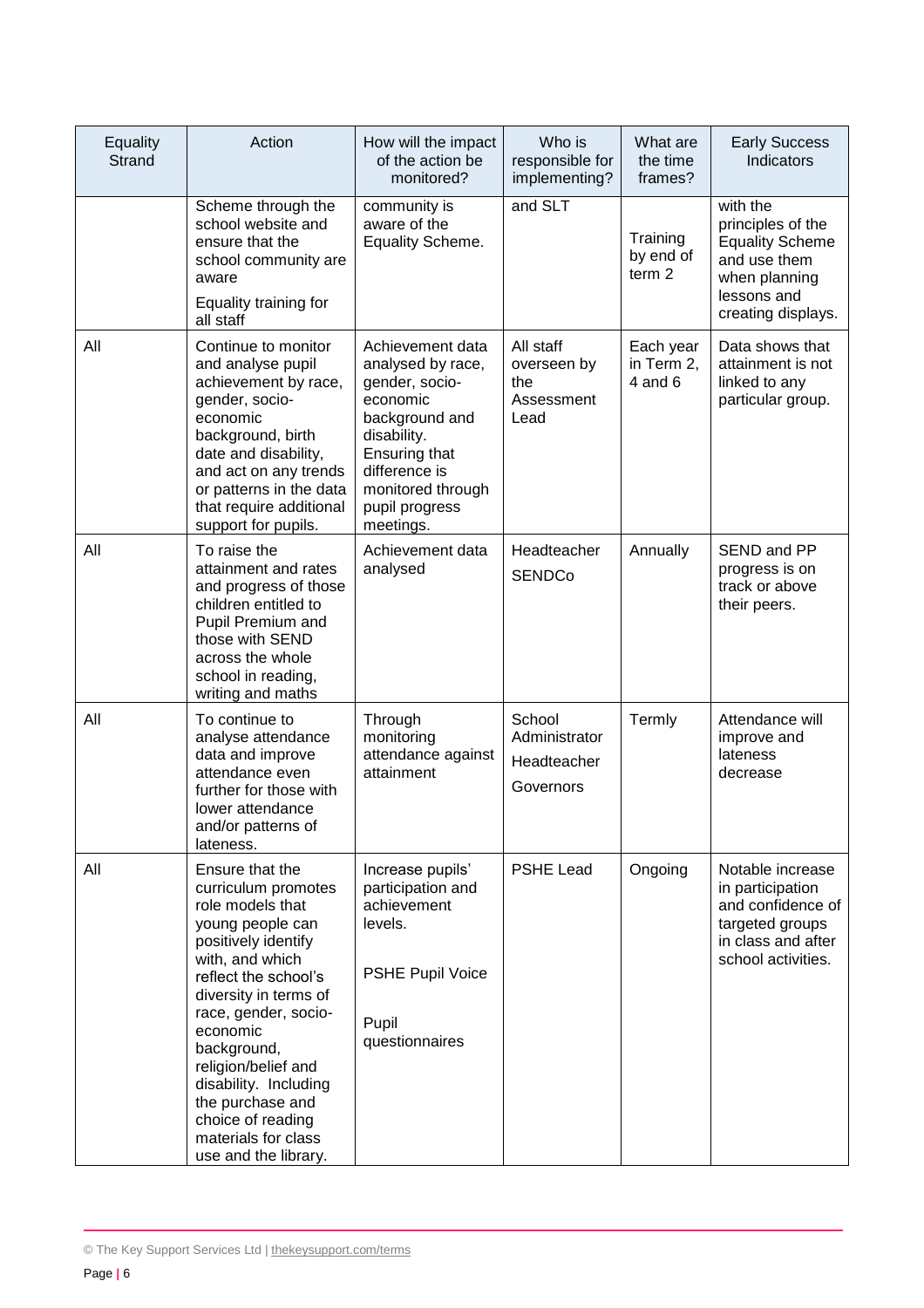| Equality Strand | Action | How will the impact of the action be monitored? | Who is responsible for implementing? | What are the time frames? | Early Success Indicators |
|---|---|---|---|---|---|
| | Scheme through the school website and ensure that the school community are aware<br><br>Equality training for all staff | community is aware of the Equality Scheme. | and SLT | Training by end of term 2 | with the principles of the Equality Scheme and use them when planning lessons and creating displays. |
| All | Continue to monitor and analyse pupil achievement by race, gender, socio-economic background, birth date and disability, and act on any trends or patterns in the data that require additional support for pupils. | Achievement data analysed by race, gender, socio-economic background and disability. Ensuring that difference is monitored through pupil progress meetings. | All staff overseen by the Assessment Lead | Each year in Term 2, 4 and 6 | Data shows that attainment is not linked to any particular group. |
| All | To raise the attainment and rates and progress of those children entitled to Pupil Premium and those with SEND across the whole school in reading, writing and maths | Achievement data analysed | Headteacher<br><br>SENDCo | Annually | SEND and PP progress is on track or above their peers. |
| All | To continue to analyse attendance data and improve attendance even further for those with lower attendance and/or patterns of lateness. | Through monitoring attendance against attainment | School Administrator<br><br>Headteacher<br><br>Governors | Termly | Attendance will improve and lateness decrease |
| All | Ensure that the curriculum promotes role models that young people can positively identify with, and which reflect the school's diversity in terms of race, gender, socio-economic background, religion/belief and disability. Including the purchase and choice of reading materials for class use and the library. | Increase pupils' participation and achievement levels.<br><br>PSHE Pupil Voice<br><br>Pupil questionnaires | PSHE Lead | Ongoing | Notable increase in participation and confidence of targeted groups in class and after school activities. |

© The Key Support Services Ltd | thekeysupport.com/terms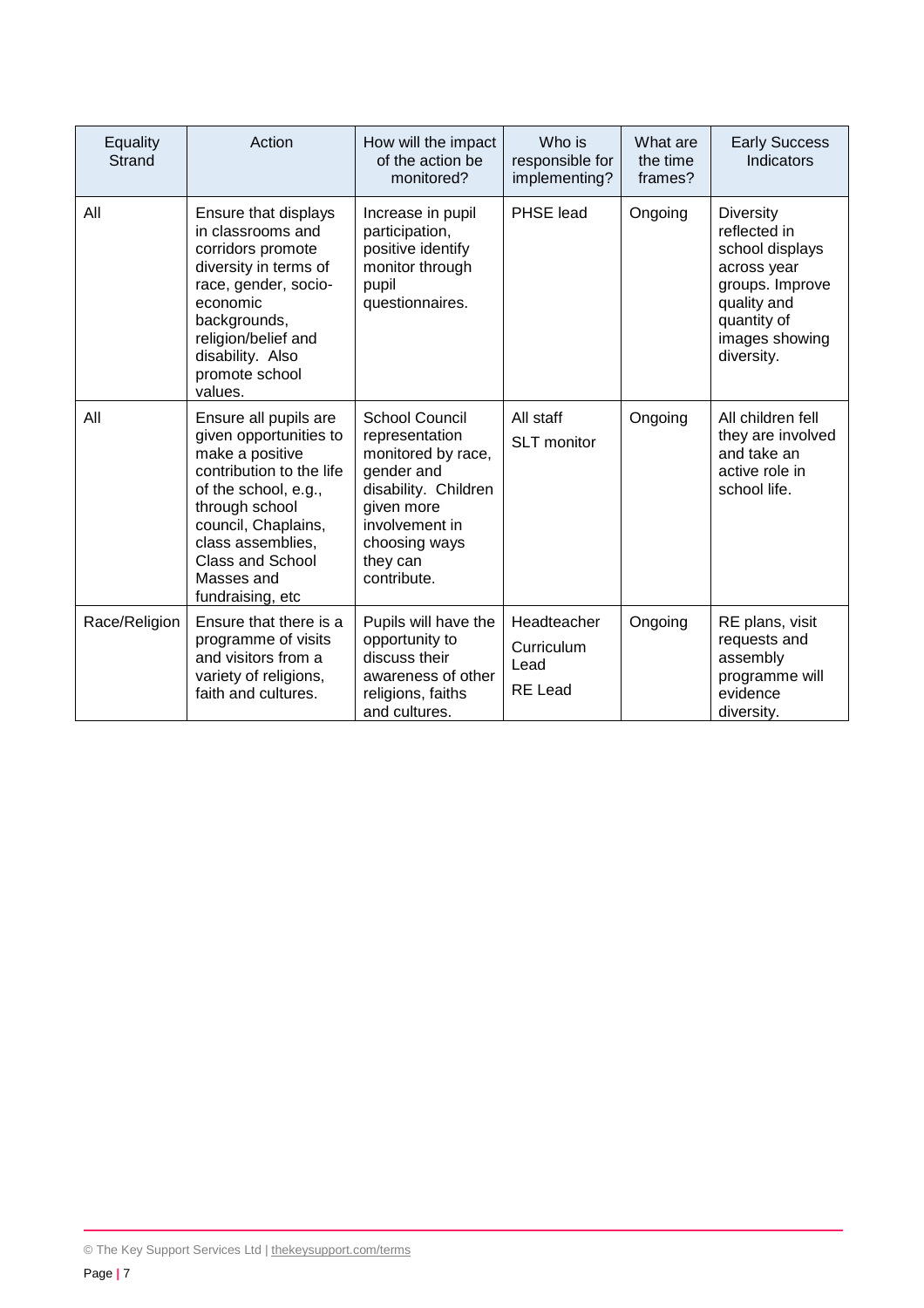| Equality Strand | Action | How will the impact of the action be monitored? | Who is responsible for implementing? | What are the time frames? | Early Success Indicators |
|---|---|---|---|---|---|
| All | Ensure that displays in classrooms and corridors promote diversity in terms of race, gender, socio-economic backgrounds, religion/belief and disability. Also promote school values. | Increase in pupil participation, positive identify monitor through pupil questionnaires. | PHSE lead | Ongoing | Diversity reflected in school displays across year groups. Improve quality and quantity of images showing diversity. |
| All | Ensure all pupils are given opportunities to make a positive contribution to the life of the school, e.g., through school council, Chaplains, class assemblies, Class and School Masses and fundraising, etc | School Council representation monitored by race, gender and disability. Children given more involvement in choosing ways they can contribute. | All staff<br>SLT monitor | Ongoing | All children fell they are involved and take an active role in school life. |
| Race/Religion | Ensure that there is a programme of visits and visitors from a variety of religions, faith and cultures. | Pupils will have the opportunity to discuss their awareness of other religions, faiths and cultures. | Headteacher<br>Curriculum Lead<br>RE Lead | Ongoing | RE plans, visit requests and assembly programme will evidence diversity. |

© The Key Support Services Ltd | thekeysupport.com/terms